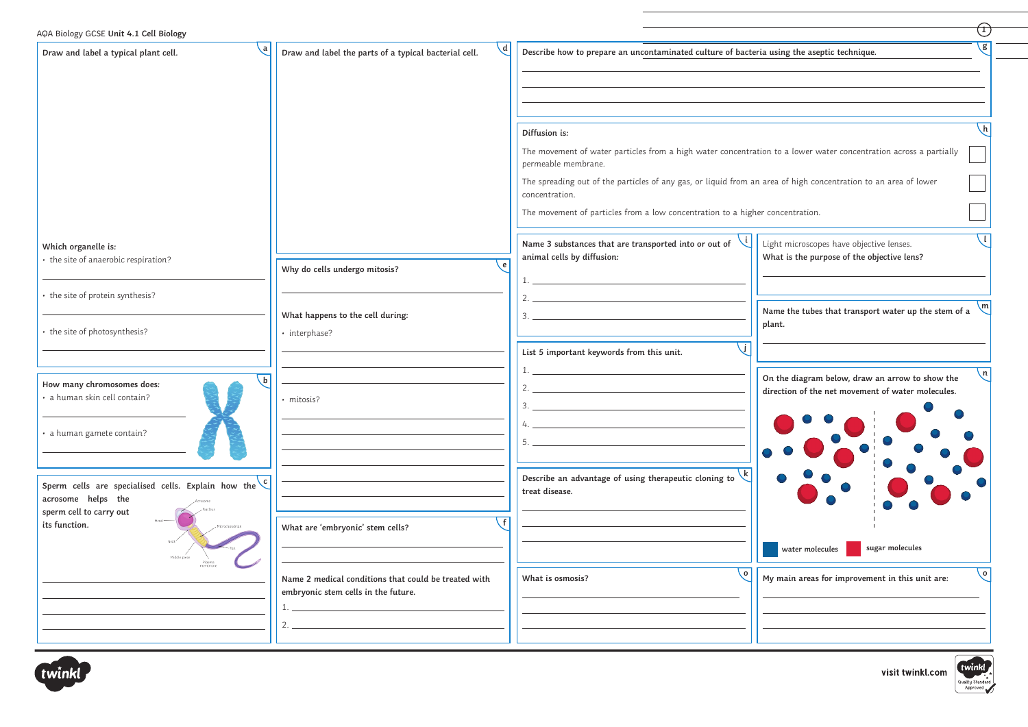AQA Biology GCSE **Unit 4.1 Cell Biology**

**a** Draw and label a typical plant cell.

Which organelle is:

- the site of anaerobic respiration?

- the site of protein synthesis?

- the site of photosynthesis?

**b** How many chromosomes does:

- a human skin cell contain?

- a human gamete contain?

**c** Sperm cells are specialised cells. Explain how the acrosome helps the sperm cell to carry out its function.

Acrosome
Nucleus
Head
Mitochondrion
Neck
Tail
Middle piece
Plasma membrane

**d** Draw and label the parts of a typical bacterial cell.

**e** Why do cells undergo mitosis?

What happens to the cell during:

- interphase?

- mitosis?

**f** What are 'embryonic' stem cells?

Name 2 medical conditions that could be treated with embryonic stem cells in the future.

1.
2.

**g** Describe how to prepare an uncontaminated culture of bacteria using the aseptic technique.

**h** Diffusion is:

- [ ] The movement of water particles from a high water concentration to a lower water concentration across a partially permeable membrane.
- [ ] The spreading out of the particles of any gas, or liquid from an area of high concentration to an area of lower concentration.
- [ ] The movement of particles from a low concentration to a higher concentration.

**i** Name 3 substances that are transported into or out of animal cells by diffusion:

1.
2.
3.

**j** List 5 important keywords from this unit.

1.
2.
3.
4.
5.

**k** Describe an advantage of using therapeutic cloning to treat disease.

**l** Light microscopes have objective lenses.
What is the purpose of the objective lens?

**m** Name the tubes that transport water up the stem of a plant.

**n** On the diagram below, draw an arrow to show the direction of the net movement of water molecules.

water molecules
sugar molecules

**o** What is osmosis?

**o** My main areas for improvement in this unit are: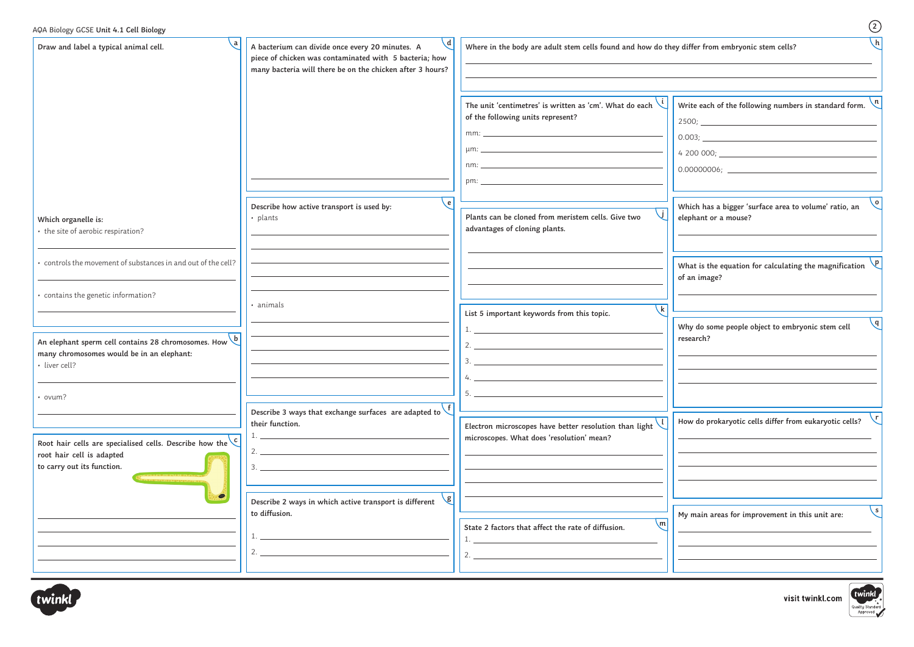AQA Biology GCSE Unit 4.1 Cell Biology

**a** Draw and label a typical animal cell.

Which organelle is:

- the site of aerobic respiration?
- controls the movement of substances in and out of the cell?
- contains the genetic information?

**b** An elephant sperm cell contains 28 chromosomes. How many chromosomes would be in an elephant:

- liver cell?
- ovum?

**c** Root hair cells are specialised cells. Describe how the root hair cell is adapted to carry out its function.

**d** A bacterium can divide once every 20 minutes. A piece of chicken was contaminated with 5 bacteria; how many bacteria will there be on the chicken after 3 hours?

**e** Describe how active transport is used by:

- plants
- animals

**f** Describe 3 ways that exchange surfaces are adapted to their function.

1.
2.
3.

**g** Describe 2 ways in which active transport is different to diffusion.

1.
2.

**h** Where in the body are adult stem cells found and how do they differ from embryonic stem cells?

**i** The unit 'centimetres' is written as 'cm'. What do each of the following units represent?

mm:

μm:

nm:

pm:

**j** Plants can be cloned from meristem cells. Give two advantages of cloning plants.

**k** List 5 important keywords from this topic.

1.
2.
3.
4.
5.

**l** Electron microscopes have better resolution than light microscopes. What does 'resolution' mean?

**m** State 2 factors that affect the rate of diffusion.

1.
2.

**n** Write each of the following numbers in standard form.

2500;

0.003;

4 200 000;

0.00000006;

**o** Which has a bigger 'surface area to volume' ratio, an elephant or a mouse?

**p** What is the equation for calculating the magnification of an image?

**q** Why do some people object to embryonic stem cell research?

**r** How do prokaryotic cells differ from eukaryotic cells?

**s** My main areas for improvement in this unit are: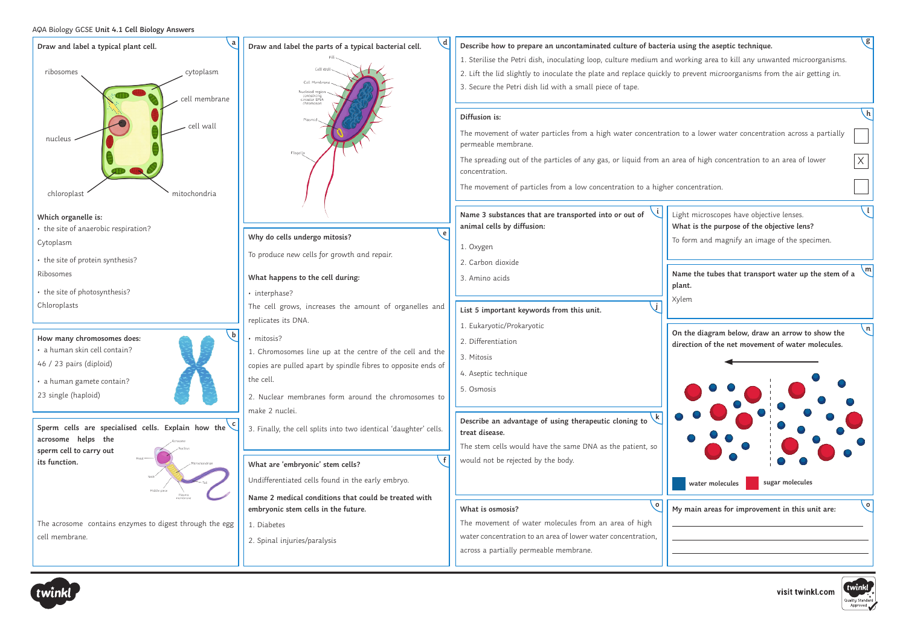AQA Biology GCSE **Unit 4.1 Cell Biology Answers**

## a

**Draw and label a typical plant cell.**

ribosomes, cytoplasm, cell membrane, cell wall, nucleus, chloroplast, mitochondria

**Which organelle is:**

- the site of anaerobic respiration?

Cytoplasm

- the site of protein synthesis?

Ribosomes

- the site of photosynthesis?

Chloroplasts

## b

**How many chromosomes does:**

- a human skin cell contain?

46 / 23 pairs (diploid)

- a human gamete contain?

23 single (haploid)

## c

**Sperm cells are specialised cells. Explain how the acrosome helps the sperm cell to carry out its function.**

Acrosome, Nucleus, Head, Mitochondria, Neck, Tail, Middle piece, Plasma membrane

The acrosome contains enzymes to digest through the egg cell membrane.

## d

**Draw and label the parts of a typical bacterial cell.**

Pili, Cell Wall, Cell Membrane, Nucleoid region containing circular DNA chromosome, Plasmid, Flagella

## e

**Why do cells undergo mitosis?**

To produce new cells for growth and repair.

**What happens to the cell during:**

- interphase?

The cell grows, increases the amount of organelles and replicates its DNA.

- mitosis?

1. Chromosomes line up at the centre of the cell and the copies are pulled apart by spindle fibres to opposite ends of the cell.
2. Nuclear membranes form around the chromosomes to make 2 nuclei.
3. Finally, the cell splits into two identical 'daughter' cells.

## f

**What are 'embryonic' stem cells?**

Undifferentiated cells found in the early embryo.

**Name 2 medical conditions that could be treated with embryonic stem cells in the future.**

1. Diabetes
2. Spinal injuries/paralysis

## g

**Describe how to prepare an uncontaminated culture of bacteria using the aseptic technique.**

1. Sterilise the Petri dish, inoculating loop, culture medium and working area to kill any unwanted microorganisms.
2. Lift the lid slightly to inoculate the plate and replace quickly to prevent microorganisms from the air getting in.
3. Secure the Petri dish lid with a small piece of tape.

## h

**Diffusion is:**

| Statement | |
|---|---|
| The movement of water particles from a high water concentration to a lower water concentration across a partially permeable membrane. | |
| The spreading out of the particles of any gas, or liquid from an area of high concentration to an area of lower concentration. | X |
| The movement of particles from a low concentration to a higher concentration. | |

## i

**Name 3 substances that are transported into or out of animal cells by diffusion:**

1. Oxygen
2. Carbon dioxide
3. Amino acids

## j

**List 5 important keywords from this unit.**

1. Eukaryotic/Prokaryotic
2. Differentiation
3. Mitosis
4. Aseptic technique
5. Osmosis

## k

**Describe an advantage of using therapeutic cloning to treat disease.**

The stem cells would have the same DNA as the patient, so would not be rejected by the body.

## l

Light microscopes have objective lenses.

**What is the purpose of the objective lens?**

To form and magnify an image of the specimen.

## m

**Name the tubes that transport water up the stem of a plant.**

Xylem

## n

**On the diagram below, draw an arrow to show the direction of the net movement of water molecules.**

water molecules, sugar molecules

## o

**What is osmosis?**

The movement of water molecules from an area of high water concentration to an area of lower water concentration, across a partially permeable membrane.

## o

**My main areas for improvement in this unit are:**

\_\_\_\_\_\_\_\_\_\_\_\_\_\_\_\_\_\_\_\_\_\_\_\_\_\_\_\_\_\_\_\_\_\_\_\_\_\_\_\_

\_\_\_\_\_\_\_\_\_\_\_\_\_\_\_\_\_\_\_\_\_\_\_\_\_\_\_\_\_\_\_\_\_\_\_\_\_\_\_\_

\_\_\_\_\_\_\_\_\_\_\_\_\_\_\_\_\_\_\_\_\_\_\_\_\_\_\_\_\_\_\_\_\_\_\_\_\_\_\_\_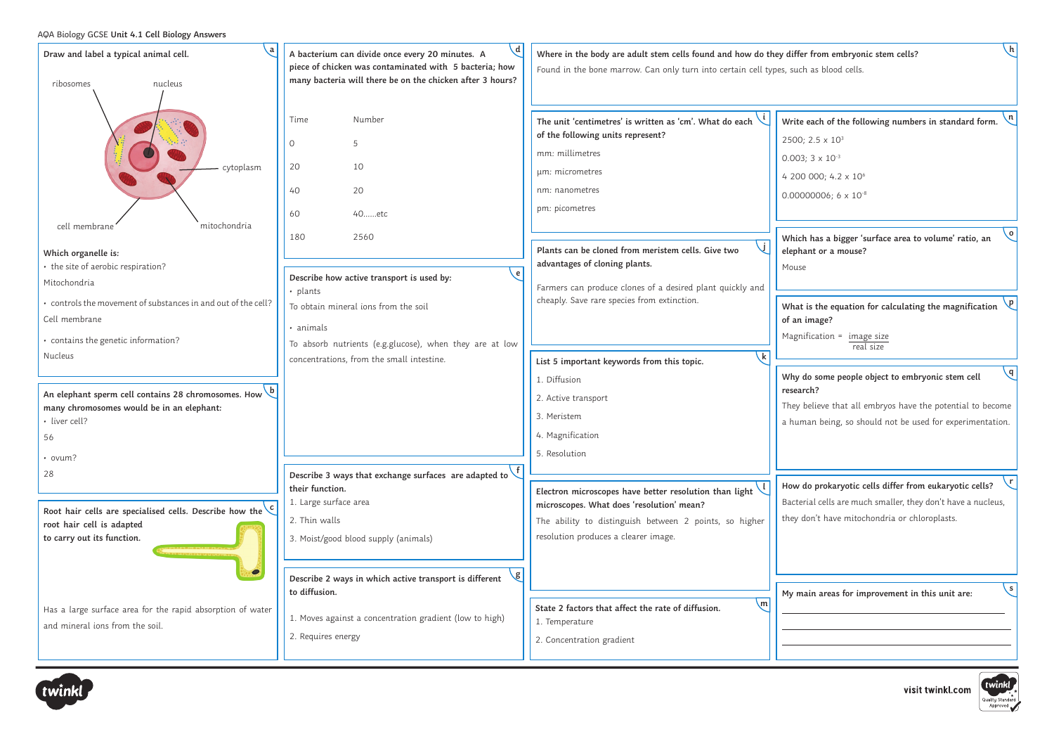AQA Biology GCSE **Unit 4.1 Cell Biology Answers**

**a**

**Draw and label a typical animal cell.**

ribosomes

nucleus

cytoplasm

cell membrane

mitochondria

**Which organelle is:**

- the site of aerobic respiration?

Mitochondria

- controls the movement of substances in and out of the cell?

Cell membrane

- contains the genetic information?

Nucleus

**b**

**An elephant sperm cell contains 28 chromosomes. How many chromosomes would be in an elephant:**

- liver cell?

56

- ovum?

28

**c**

**Root hair cells are specialised cells. Describe how the root hair cell is adapted to carry out its function.**

Has a large surface area for the rapid absorption of water and mineral ions from the soil.

**d**

**A bacterium can divide once every 20 minutes. A piece of chicken was contaminated with 5 bacteria; how many bacteria will there be on the chicken after 3 hours?**

| Time | Number |
|---|---|
| 0 | 5 |
| 20 | 10 |
| 40 | 20 |
| 60 | 40......etc |
| 180 | 2560 |

**e**

**Describe how active transport is used by:**

- plants

To obtain mineral ions from the soil

- animals

To absorb nutrients (e.g.glucose), when they are at low concentrations, from the small intestine.

**f**

**Describe 3 ways that exchange surfaces are adapted to their function.**

1. Large surface area
2. Thin walls
3. Moist/good blood supply (animals)

**g**

**Describe 2 ways in which active transport is different to diffusion.**

1. Moves against a concentration gradient (low to high)
2. Requires energy

**h**

**Where in the body are adult stem cells found and how do they differ from embryonic stem cells?**

Found in the bone marrow. Can only turn into certain cell types, such as blood cells.

**i**

**The unit 'centimetres' is written as 'cm'. What do each of the following units represent?**

mm: millimetres

µm: micrometres

nm: nanometres

pm: picometres

**j**

**Plants can be cloned from meristem cells. Give two advantages of cloning plants.**

Farmers can produce clones of a desired plant quickly and cheaply. Save rare species from extinction.

**k**

**List 5 important keywords from this topic.**

1. Diffusion
2. Active transport
3. Meristem
4. Magnification
5. Resolution

**l**

**Electron microscopes have better resolution than light microscopes. What does 'resolution' mean?**

The ability to distinguish between 2 points, so higher resolution produces a clearer image.

**m**

**State 2 factors that affect the rate of diffusion.**

1. Temperature
2. Concentration gradient

**n**

**Write each of the following numbers in standard form.**

2500; $2.5 \times 10^{3}$

0.003; $3 \times 10^{-3}$

4 200 000; $4.2 \times 10^{6}$

0.00000006; $6 \times 10^{-8}$

**o**

**Which has a bigger 'surface area to volume' ratio, an elephant or a mouse?**

Mouse

**p**

**What is the equation for calculating the magnification of an image?**

$$\text{Magnification} = \frac{\text{image size}}{\text{real size}}$$

**q**

**Why do some people object to embryonic stem cell research?**

They believe that all embryos have the potential to become a human being, so should not be used for experimentation.

**r**

**How do prokaryotic cells differ from eukaryotic cells?**

Bacterial cells are much smaller, they don't have a nucleus, they don't have mitochondria or chloroplasts.

**s**

**My main areas for improvement in this unit are:**

\_\_\_\_\_\_\_\_\_\_\_\_\_\_\_\_\_\_\_\_\_\_\_\_\_\_\_\_\_\_\_\_\_\_\_\_\_\_\_\_

\_\_\_\_\_\_\_\_\_\_\_\_\_\_\_\_\_\_\_\_\_\_\_\_\_\_\_\_\_\_\_\_\_\_\_\_\_\_\_\_

\_\_\_\_\_\_\_\_\_\_\_\_\_\_\_\_\_\_\_\_\_\_\_\_\_\_\_\_\_\_\_\_\_\_\_\_\_\_\_\_

visit twinkl.com